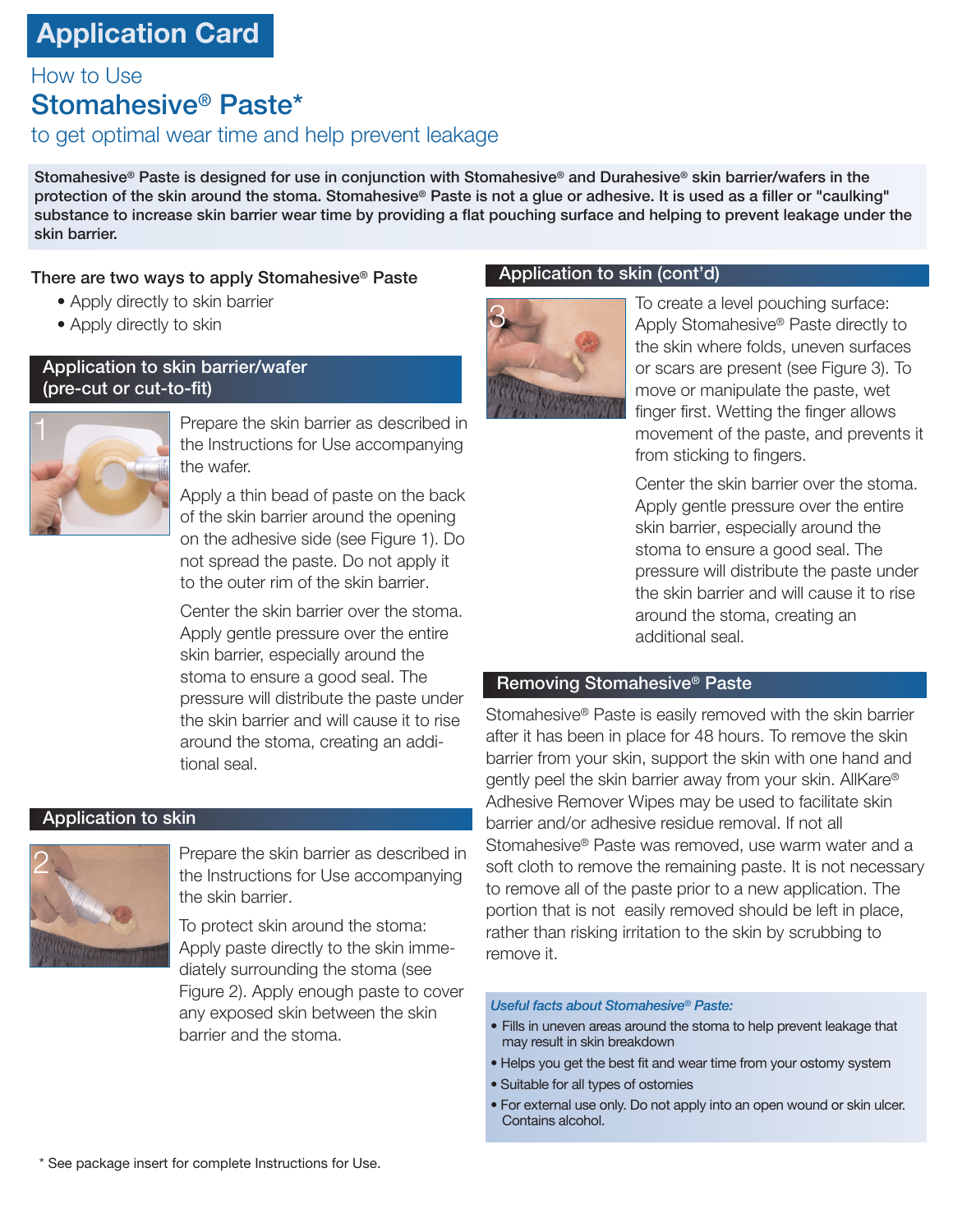# Application Card

## How to Use

# Stomahesive® Paste*

## to get optimal wear time and help prevent leakage

**Stomahesive® Paste is designed for use in conjunction with Stomahesive® and Durahesive® skin barrier/wafers in the protection of the skin around the stoma. Stomahesive® Paste is not a glue or adhesive. It is used as a filler or "caulking" substance to increase skin barrier wear time by providing a flat pouching surface and helping to prevent leakage under the skin barrier.**

**There are two ways to apply Stomahesive® Paste**

- Apply directly to skin barrier
- Apply directly to skin

### Application to skin barrier/wafer (pre-cut or cut-to-fit)

Prepare the skin barrier as described in the Instructions for Use accompanying the wafer.

Apply a thin bead of paste on the back of the skin barrier around the opening on the adhesive side (see Figure 1). Do not spread the paste. Do not apply it to the outer rim of the skin barrier.

Center the skin barrier over the stoma. Apply gentle pressure over the entire skin barrier, especially around the stoma to ensure a good seal. The pressure will distribute the paste under the skin barrier and will cause it to rise around the stoma, creating an additional seal.

### Application to skin

Prepare the skin barrier as described in the Instructions for Use accompanying the skin barrier.

To protect skin around the stoma: Apply paste directly to the skin immediately surrounding the stoma (see Figure 2). Apply enough paste to cover any exposed skin between the skin barrier and the stoma.

### Application to skin (cont'd)

To create a level pouching surface: Apply Stomahesive® Paste directly to the skin where folds, uneven surfaces or scars are present (see Figure 3). To move or manipulate the paste, wet finger first. Wetting the finger allows movement of the paste, and prevents it from sticking to fingers.

Center the skin barrier over the stoma. Apply gentle pressure over the entire skin barrier, especially around the stoma to ensure a good seal. The pressure will distribute the paste under the skin barrier and will cause it to rise around the stoma, creating an additional seal.

### Removing Stomahesive® Paste

Stomahesive® Paste is easily removed with the skin barrier after it has been in place for 48 hours. To remove the skin barrier from your skin, support the skin with one hand and gently peel the skin barrier away from your skin. AllKare® Adhesive Remover Wipes may be used to facilitate skin barrier and/or adhesive residue removal. If not all Stomahesive® Paste was removed, use warm water and a soft cloth to remove the remaining paste. It is not necessary to remove all of the paste prior to a new application. The portion that is not easily removed should be left in place, rather than risking irritation to the skin by scrubbing to remove it.

***Useful facts about Stomahesive® Paste:***

- Fills in uneven areas around the stoma to help prevent leakage that may result in skin breakdown
- Helps you get the best fit and wear time from your ostomy system
- Suitable for all types of ostomies
- For external use only. Do not apply into an open wound or skin ulcer. Contains alcohol.

\* See package insert for complete Instructions for Use.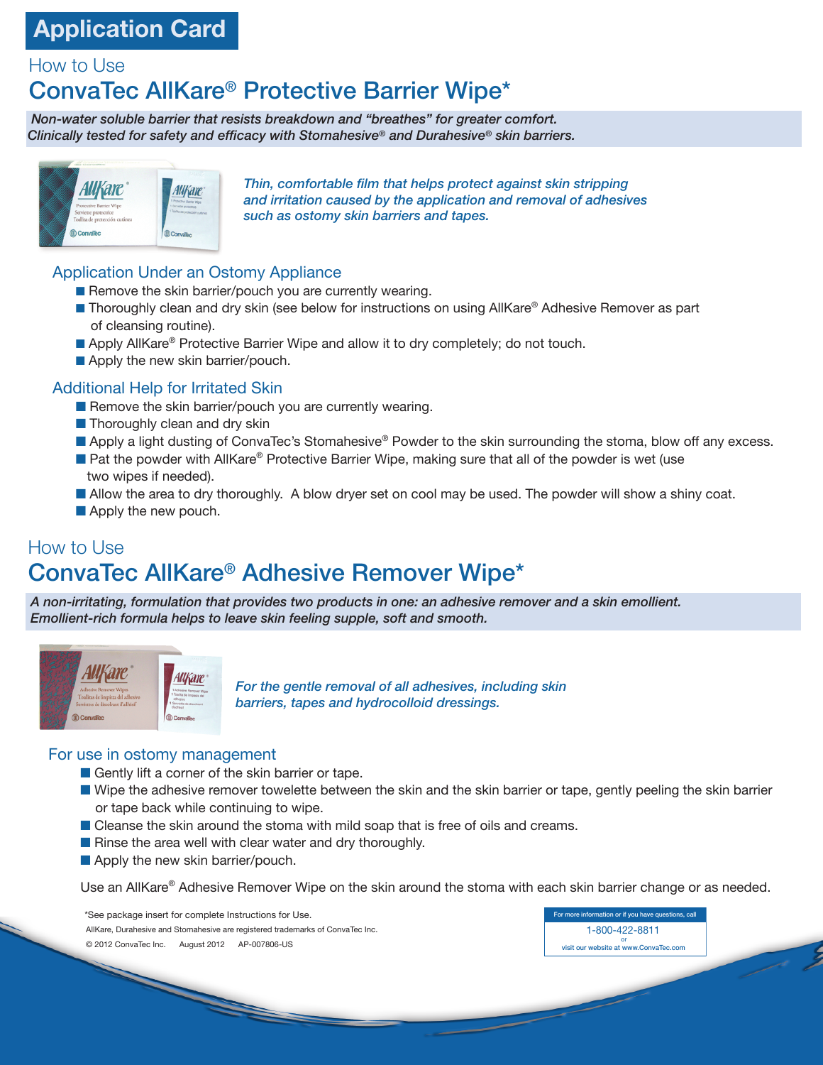# Application Card

## How to Use

# ConvaTec AllKare® Protective Barrier Wipe*

***Non-water soluble barrier that resists breakdown and "breathes" for greater comfort. Clinically tested for safety and efficacy with Stomahesive® and Durahesive® skin barriers.***

*Thin, comfortable film that helps protect against skin stripping and irritation caused by the application and removal of adhesives such as ostomy skin barriers and tapes.*

### Application Under an Ostomy Appliance

- Remove the skin barrier/pouch you are currently wearing.
- Thoroughly clean and dry skin (see below for instructions on using AllKare® Adhesive Remover as part of cleansing routine).
- Apply AllKare® Protective Barrier Wipe and allow it to dry completely; do not touch.
- Apply the new skin barrier/pouch.

### Additional Help for Irritated Skin

- Remove the skin barrier/pouch you are currently wearing.
- Thoroughly clean and dry skin
- Apply a light dusting of ConvaTec's Stomahesive® Powder to the skin surrounding the stoma, blow off any excess.
- Pat the powder with AllKare® Protective Barrier Wipe, making sure that all of the powder is wet (use two wipes if needed).
- Allow the area to dry thoroughly. A blow dryer set on cool may be used. The powder will show a shiny coat.
- Apply the new pouch.

## How to Use

# ConvaTec AllKare® Adhesive Remover Wipe*

***A non-irritating, formulation that provides two products in one: an adhesive remover and a skin emollient. Emollient-rich formula helps to leave skin feeling supple, soft and smooth.***

*For the gentle removal of all adhesives, including skin barriers, tapes and hydrocolloid dressings.*

### For use in ostomy management

- Gently lift a corner of the skin barrier or tape.
- Wipe the adhesive remover towelette between the skin and the skin barrier or tape, gently peeling the skin barrier or tape back while continuing to wipe.
- Cleanse the skin around the stoma with mild soap that is free of oils and creams.
- Rinse the area well with clear water and dry thoroughly.
- Apply the new skin barrier/pouch.

Use an AllKare® Adhesive Remover Wipe on the skin around the stoma with each skin barrier change or as needed.

*See package insert for complete Instructions for Use.

AllKare, Durahesive and Stomahesive are registered trademarks of ConvaTec Inc.

© 2012 ConvaTec Inc. August 2012 AP-007806-US

For more information or if you have questions, call

1-800-422-8811

or

visit our website at www.ConvaTec.com